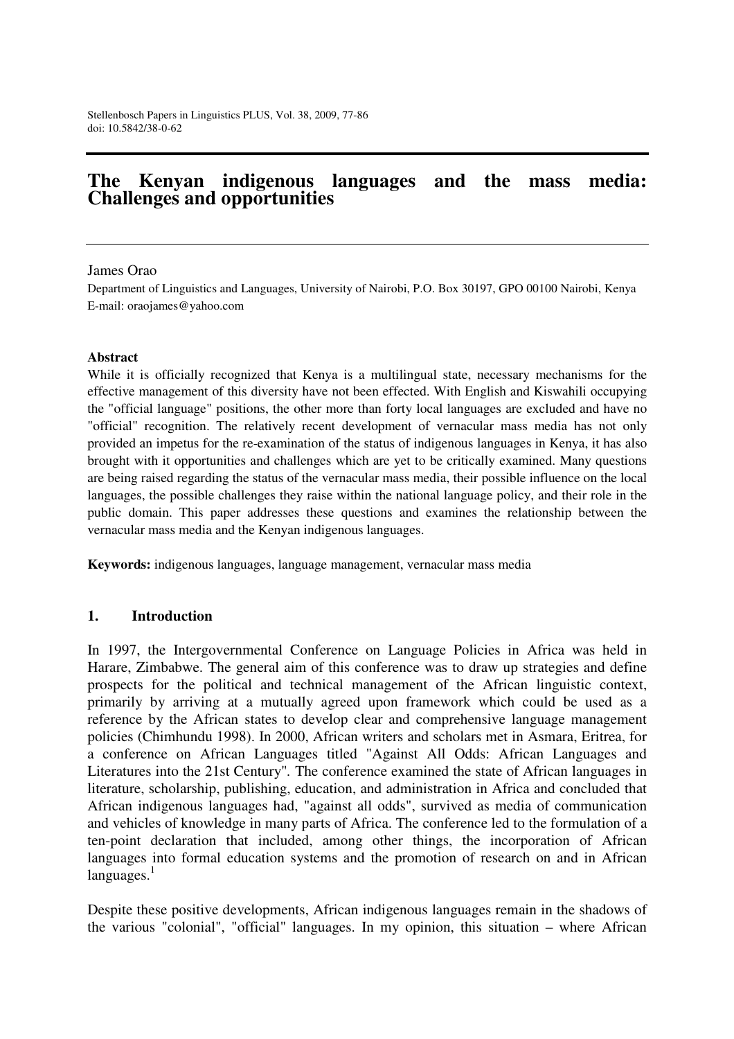# The Kenyan indigenous languages and the mass media: Challenges and opportunities

James Orao

Department of Linguistics and Languages, University of Nairobi, P.O. Box 30197, GPO 00100 Nairobi, Kenya
E-mail: oraojames@yahoo.com

**Abstract**

While it is officially recognized that Kenya is a multilingual state, necessary mechanisms for the effective management of this diversity have not been effected. With English and Kiswahili occupying the "official language" positions, the other more than forty local languages are excluded and have no "official" recognition. The relatively recent development of vernacular mass media has not only provided an impetus for the re-examination of the status of indigenous languages in Kenya, it has also brought with it opportunities and challenges which are yet to be critically examined. Many questions are being raised regarding the status of the vernacular mass media, their possible influence on the local languages, the possible challenges they raise within the national language policy, and their role in the public domain. This paper addresses these questions and examines the relationship between the vernacular mass media and the Kenyan indigenous languages.

**Keywords:** indigenous languages, language management, vernacular mass media

## 1. Introduction

In 1997, the Intergovernmental Conference on Language Policies in Africa was held in Harare, Zimbabwe. The general aim of this conference was to draw up strategies and define prospects for the political and technical management of the African linguistic context, primarily by arriving at a mutually agreed upon framework which could be used as a reference by the African states to develop clear and comprehensive language management policies (Chimhundu 1998). In 2000, African writers and scholars met in Asmara, Eritrea, for a conference on African Languages titled "Against All Odds: African Languages and Literatures into the 21st Century". The conference examined the state of African languages in literature, scholarship, publishing, education, and administration in Africa and concluded that African indigenous languages had, "against all odds", survived as media of communication and vehicles of knowledge in many parts of Africa. The conference led to the formulation of a ten-point declaration that included, among other things, the incorporation of African languages into formal education systems and the promotion of research on and in African languages.[1]

Despite these positive developments, African indigenous languages remain in the shadows of the various "colonial", "official" languages. In my opinion, this situation – where African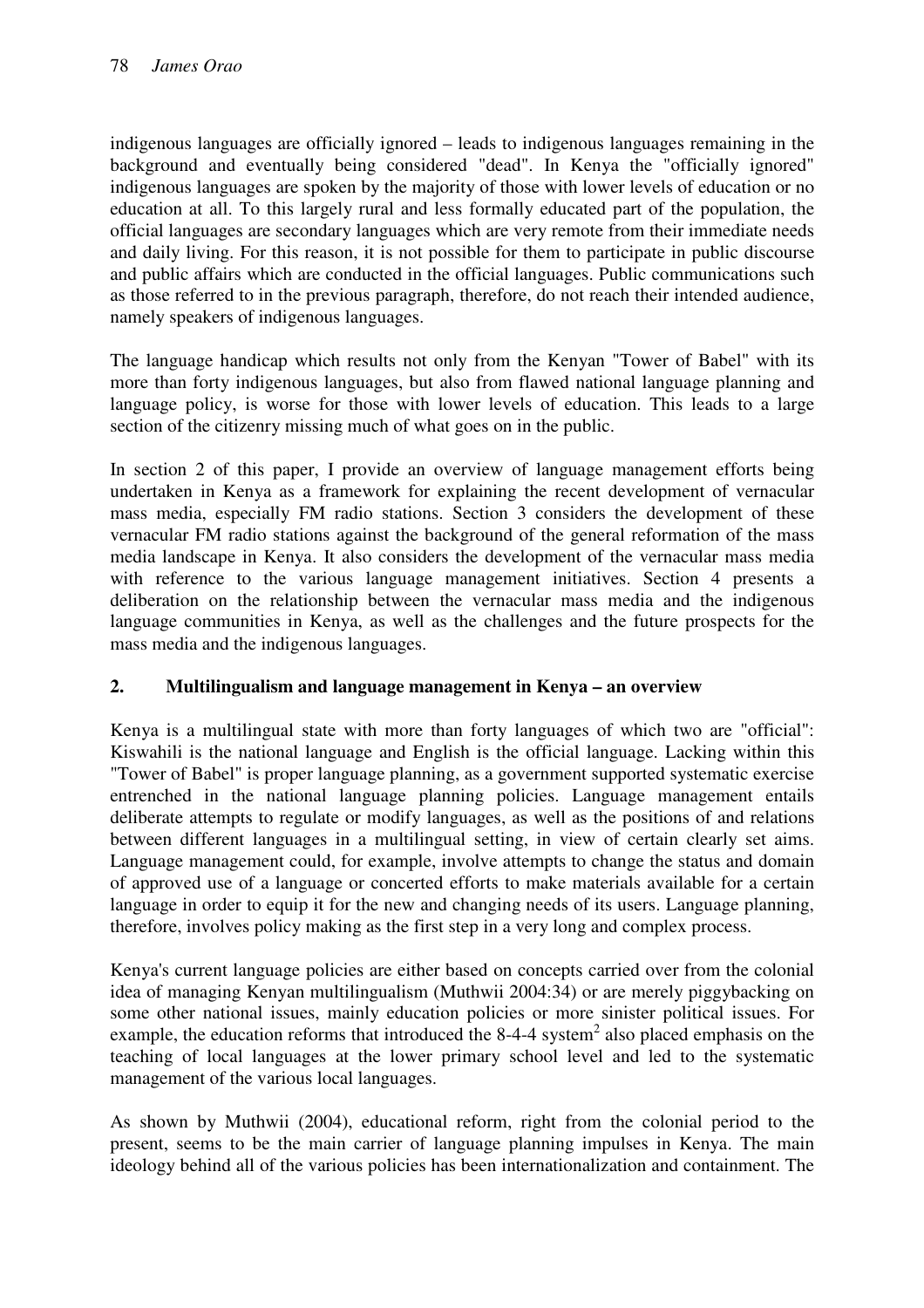indigenous languages are officially ignored – leads to indigenous languages remaining in the background and eventually being considered "dead". In Kenya the "officially ignored" indigenous languages are spoken by the majority of those with lower levels of education or no education at all. To this largely rural and less formally educated part of the population, the official languages are secondary languages which are very remote from their immediate needs and daily living. For this reason, it is not possible for them to participate in public discourse and public affairs which are conducted in the official languages. Public communications such as those referred to in the previous paragraph, therefore, do not reach their intended audience, namely speakers of indigenous languages.

The language handicap which results not only from the Kenyan "Tower of Babel" with its more than forty indigenous languages, but also from flawed national language planning and language policy, is worse for those with lower levels of education. This leads to a large section of the citizenry missing much of what goes on in the public.

In section 2 of this paper, I provide an overview of language management efforts being undertaken in Kenya as a framework for explaining the recent development of vernacular mass media, especially FM radio stations. Section 3 considers the development of these vernacular FM radio stations against the background of the general reformation of the mass media landscape in Kenya. It also considers the development of the vernacular mass media with reference to the various language management initiatives. Section 4 presents a deliberation on the relationship between the vernacular mass media and the indigenous language communities in Kenya, as well as the challenges and the future prospects for the mass media and the indigenous languages.

## 2. Multilingualism and language management in Kenya – an overview

Kenya is a multilingual state with more than forty languages of which two are "official": Kiswahili is the national language and English is the official language. Lacking within this "Tower of Babel" is proper language planning, as a government supported systematic exercise entrenched in the national language planning policies. Language management entails deliberate attempts to regulate or modify languages, as well as the positions of and relations between different languages in a multilingual setting, in view of certain clearly set aims. Language management could, for example, involve attempts to change the status and domain of approved use of a language or concerted efforts to make materials available for a certain language in order to equip it for the new and changing needs of its users. Language planning, therefore, involves policy making as the first step in a very long and complex process.

Kenya's current language policies are either based on concepts carried over from the colonial idea of managing Kenyan multilingualism (Muthwii 2004:34) or are merely piggybacking on some other national issues, mainly education policies or more sinister political issues. For example, the education reforms that introduced the 8-4-4 system[2] also placed emphasis on the teaching of local languages at the lower primary school level and led to the systematic management of the various local languages.

As shown by Muthwii (2004), educational reform, right from the colonial period to the present, seems to be the main carrier of language planning impulses in Kenya. The main ideology behind all of the various policies has been internationalization and containment. The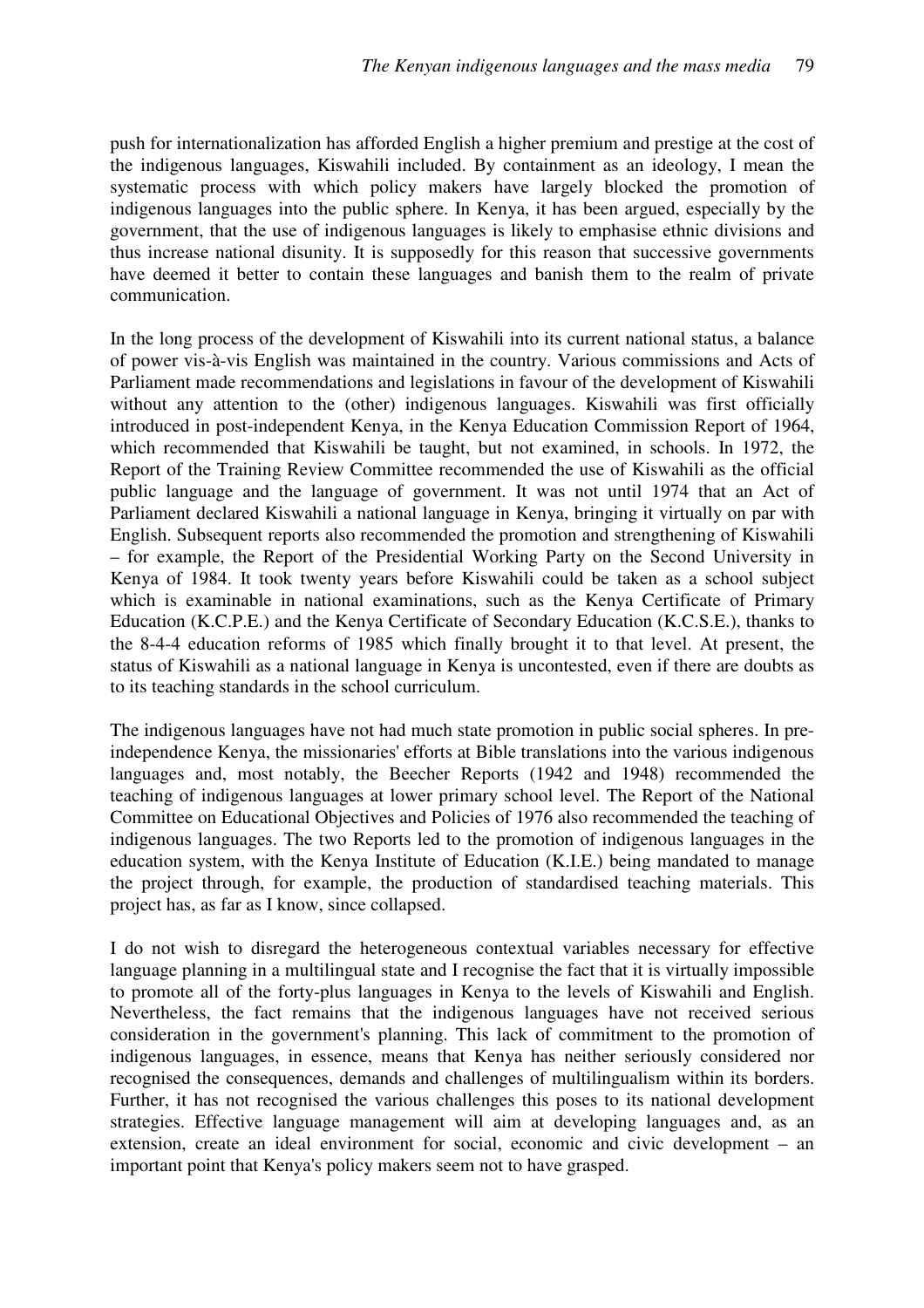push for internationalization has afforded English a higher premium and prestige at the cost of the indigenous languages, Kiswahili included. By containment as an ideology, I mean the systematic process with which policy makers have largely blocked the promotion of indigenous languages into the public sphere. In Kenya, it has been argued, especially by the government, that the use of indigenous languages is likely to emphasise ethnic divisions and thus increase national disunity. It is supposedly for this reason that successive governments have deemed it better to contain these languages and banish them to the realm of private communication.

In the long process of the development of Kiswahili into its current national status, a balance of power vis-à-vis English was maintained in the country. Various commissions and Acts of Parliament made recommendations and legislations in favour of the development of Kiswahili without any attention to the (other) indigenous languages. Kiswahili was first officially introduced in post-independent Kenya, in the Kenya Education Commission Report of 1964, which recommended that Kiswahili be taught, but not examined, in schools. In 1972, the Report of the Training Review Committee recommended the use of Kiswahili as the official public language and the language of government. It was not until 1974 that an Act of Parliament declared Kiswahili a national language in Kenya, bringing it virtually on par with English. Subsequent reports also recommended the promotion and strengthening of Kiswahili – for example, the Report of the Presidential Working Party on the Second University in Kenya of 1984. It took twenty years before Kiswahili could be taken as a school subject which is examinable in national examinations, such as the Kenya Certificate of Primary Education (K.C.P.E.) and the Kenya Certificate of Secondary Education (K.C.S.E.), thanks to the 8-4-4 education reforms of 1985 which finally brought it to that level. At present, the status of Kiswahili as a national language in Kenya is uncontested, even if there are doubts as to its teaching standards in the school curriculum.

The indigenous languages have not had much state promotion in public social spheres. In pre-independence Kenya, the missionaries' efforts at Bible translations into the various indigenous languages and, most notably, the Beecher Reports (1942 and 1948) recommended the teaching of indigenous languages at lower primary school level. The Report of the National Committee on Educational Objectives and Policies of 1976 also recommended the teaching of indigenous languages. The two Reports led to the promotion of indigenous languages in the education system, with the Kenya Institute of Education (K.I.E.) being mandated to manage the project through, for example, the production of standardised teaching materials. This project has, as far as I know, since collapsed.

I do not wish to disregard the heterogeneous contextual variables necessary for effective language planning in a multilingual state and I recognise the fact that it is virtually impossible to promote all of the forty-plus languages in Kenya to the levels of Kiswahili and English. Nevertheless, the fact remains that the indigenous languages have not received serious consideration in the government's planning. This lack of commitment to the promotion of indigenous languages, in essence, means that Kenya has neither seriously considered nor recognised the consequences, demands and challenges of multilingualism within its borders. Further, it has not recognised the various challenges this poses to its national development strategies. Effective language management will aim at developing languages and, as an extension, create an ideal environment for social, economic and civic development – an important point that Kenya's policy makers seem not to have grasped.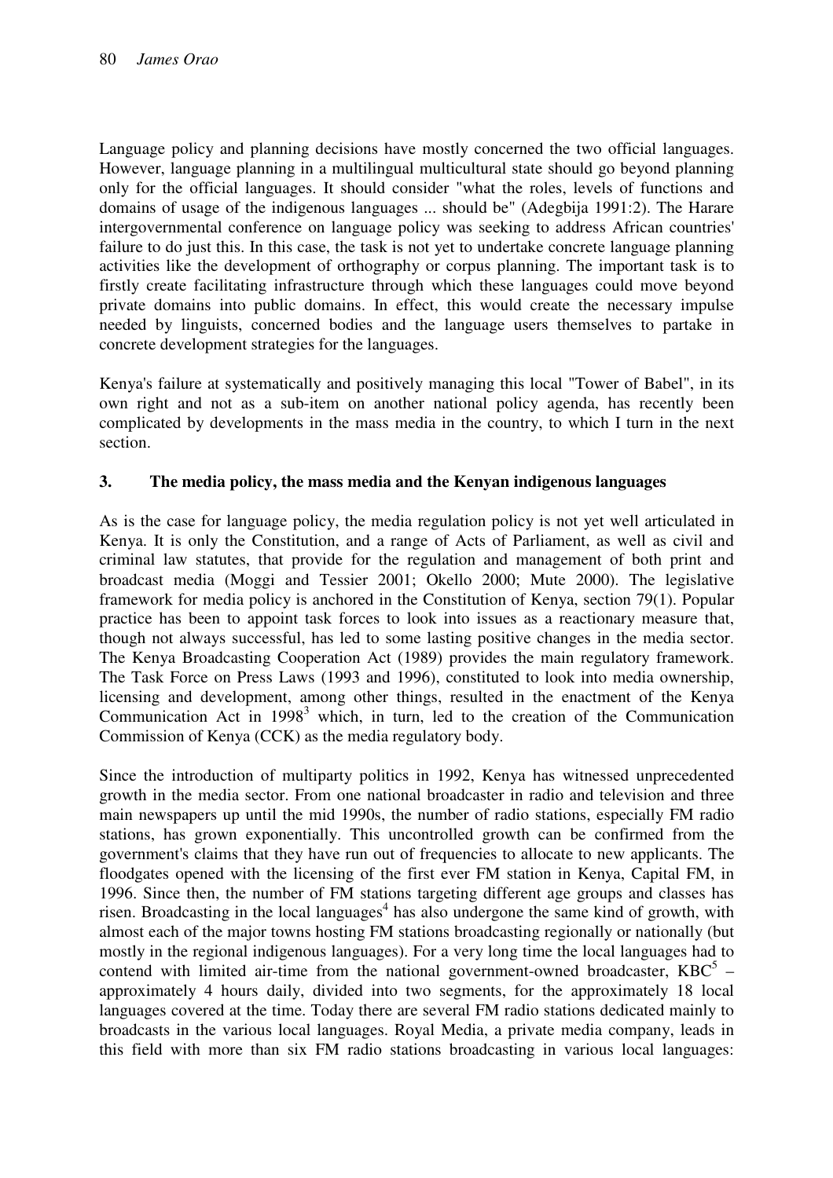Language policy and planning decisions have mostly concerned the two official languages. However, language planning in a multilingual multicultural state should go beyond planning only for the official languages. It should consider "what the roles, levels of functions and domains of usage of the indigenous languages ... should be" (Adegbija 1991:2). The Harare intergovernmental conference on language policy was seeking to address African countries' failure to do just this. In this case, the task is not yet to undertake concrete language planning activities like the development of orthography or corpus planning. The important task is to firstly create facilitating infrastructure through which these languages could move beyond private domains into public domains. In effect, this would create the necessary impulse needed by linguists, concerned bodies and the language users themselves to partake in concrete development strategies for the languages.

Kenya's failure at systematically and positively managing this local "Tower of Babel", in its own right and not as a sub-item on another national policy agenda, has recently been complicated by developments in the mass media in the country, to which I turn in the next section.

## 3. The media policy, the mass media and the Kenyan indigenous languages

As is the case for language policy, the media regulation policy is not yet well articulated in Kenya. It is only the Constitution, and a range of Acts of Parliament, as well as civil and criminal law statutes, that provide for the regulation and management of both print and broadcast media (Moggi and Tessier 2001; Okello 2000; Mute 2000). The legislative framework for media policy is anchored in the Constitution of Kenya, section 79(1). Popular practice has been to appoint task forces to look into issues as a reactionary measure that, though not always successful, has led to some lasting positive changes in the media sector. The Kenya Broadcasting Cooperation Act (1989) provides the main regulatory framework. The Task Force on Press Laws (1993 and 1996), constituted to look into media ownership, licensing and development, among other things, resulted in the enactment of the Kenya Communication Act in 1998[3] which, in turn, led to the creation of the Communication Commission of Kenya (CCK) as the media regulatory body.

Since the introduction of multiparty politics in 1992, Kenya has witnessed unprecedented growth in the media sector. From one national broadcaster in radio and television and three main newspapers up until the mid 1990s, the number of radio stations, especially FM radio stations, has grown exponentially. This uncontrolled growth can be confirmed from the government's claims that they have run out of frequencies to allocate to new applicants. The floodgates opened with the licensing of the first ever FM station in Kenya, Capital FM, in 1996. Since then, the number of FM stations targeting different age groups and classes has risen. Broadcasting in the local languages[4] has also undergone the same kind of growth, with almost each of the major towns hosting FM stations broadcasting regionally or nationally (but mostly in the regional indigenous languages). For a very long time the local languages had to contend with limited air-time from the national government-owned broadcaster, KBC[5] – approximately 4 hours daily, divided into two segments, for the approximately 18 local languages covered at the time. Today there are several FM radio stations dedicated mainly to broadcasts in the various local languages. Royal Media, a private media company, leads in this field with more than six FM radio stations broadcasting in various local languages: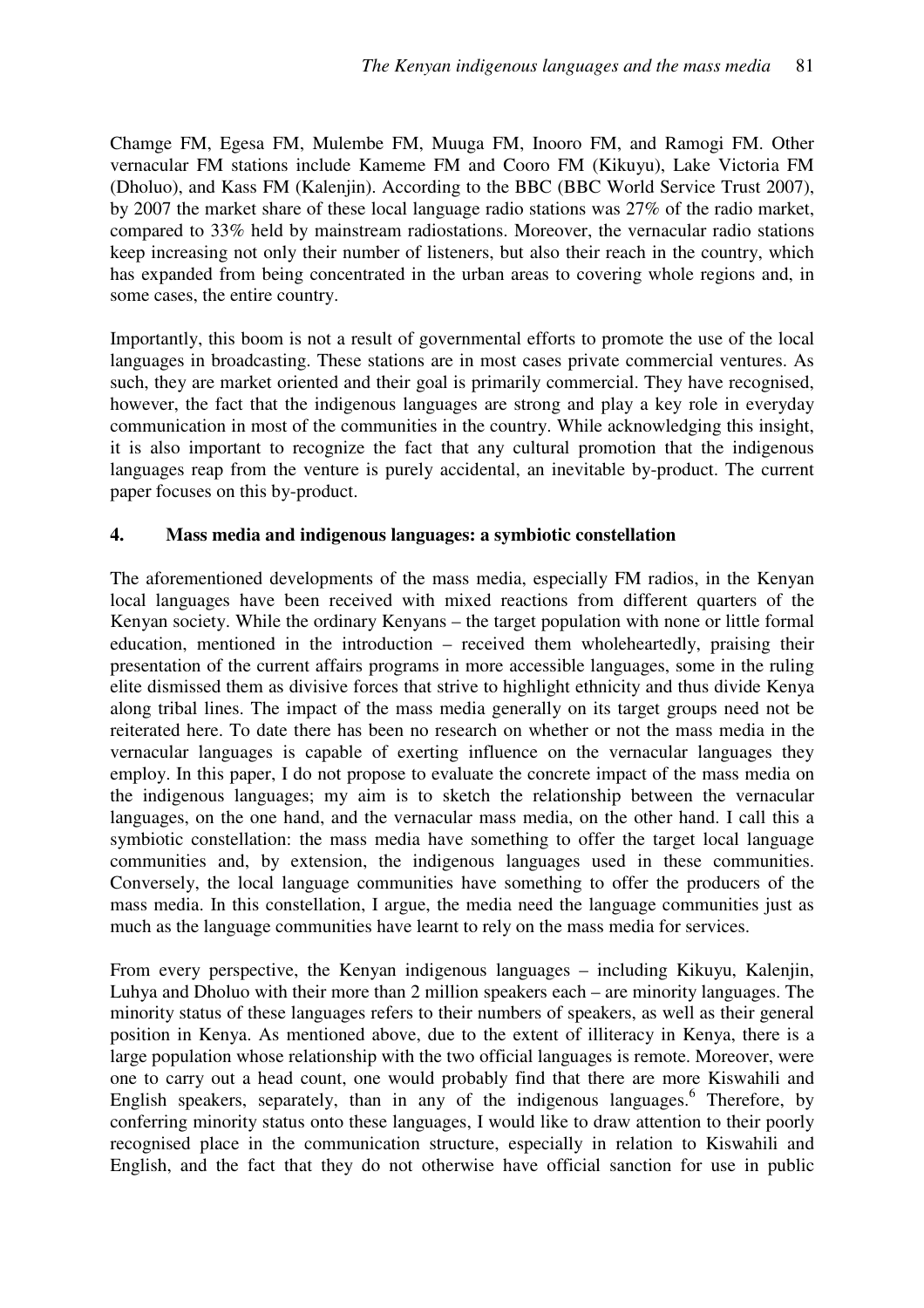Chamge FM, Egesa FM, Mulembe FM, Muuga FM, Inooro FM, and Ramogi FM. Other vernacular FM stations include Kameme FM and Cooro FM (Kikuyu), Lake Victoria FM (Dholuo), and Kass FM (Kalenjin). According to the BBC (BBC World Service Trust 2007), by 2007 the market share of these local language radio stations was 27% of the radio market, compared to 33% held by mainstream radiostations. Moreover, the vernacular radio stations keep increasing not only their number of listeners, but also their reach in the country, which has expanded from being concentrated in the urban areas to covering whole regions and, in some cases, the entire country.

Importantly, this boom is not a result of governmental efforts to promote the use of the local languages in broadcasting. These stations are in most cases private commercial ventures. As such, they are market oriented and their goal is primarily commercial. They have recognised, however, the fact that the indigenous languages are strong and play a key role in everyday communication in most of the communities in the country. While acknowledging this insight, it is also important to recognize the fact that any cultural promotion that the indigenous languages reap from the venture is purely accidental, an inevitable by-product. The current paper focuses on this by-product.

## 4. Mass media and indigenous languages: a symbiotic constellation

The aforementioned developments of the mass media, especially FM radios, in the Kenyan local languages have been received with mixed reactions from different quarters of the Kenyan society. While the ordinary Kenyans – the target population with none or little formal education, mentioned in the introduction – received them wholeheartedly, praising their presentation of the current affairs programs in more accessible languages, some in the ruling elite dismissed them as divisive forces that strive to highlight ethnicity and thus divide Kenya along tribal lines. The impact of the mass media generally on its target groups need not be reiterated here. To date there has been no research on whether or not the mass media in the vernacular languages is capable of exerting influence on the vernacular languages they employ. In this paper, I do not propose to evaluate the concrete impact of the mass media on the indigenous languages; my aim is to sketch the relationship between the vernacular languages, on the one hand, and the vernacular mass media, on the other hand. I call this a symbiotic constellation: the mass media have something to offer the target local language communities and, by extension, the indigenous languages used in these communities. Conversely, the local language communities have something to offer the producers of the mass media. In this constellation, I argue, the media need the language communities just as much as the language communities have learnt to rely on the mass media for services.

From every perspective, the Kenyan indigenous languages – including Kikuyu, Kalenjin, Luhya and Dholuo with their more than 2 million speakers each – are minority languages. The minority status of these languages refers to their numbers of speakers, as well as their general position in Kenya. As mentioned above, due to the extent of illiteracy in Kenya, there is a large population whose relationship with the two official languages is remote. Moreover, were one to carry out a head count, one would probably find that there are more Kiswahili and English speakers, separately, than in any of the indigenous languages.[6] Therefore, by conferring minority status onto these languages, I would like to draw attention to their poorly recognised place in the communication structure, especially in relation to Kiswahili and English, and the fact that they do not otherwise have official sanction for use in public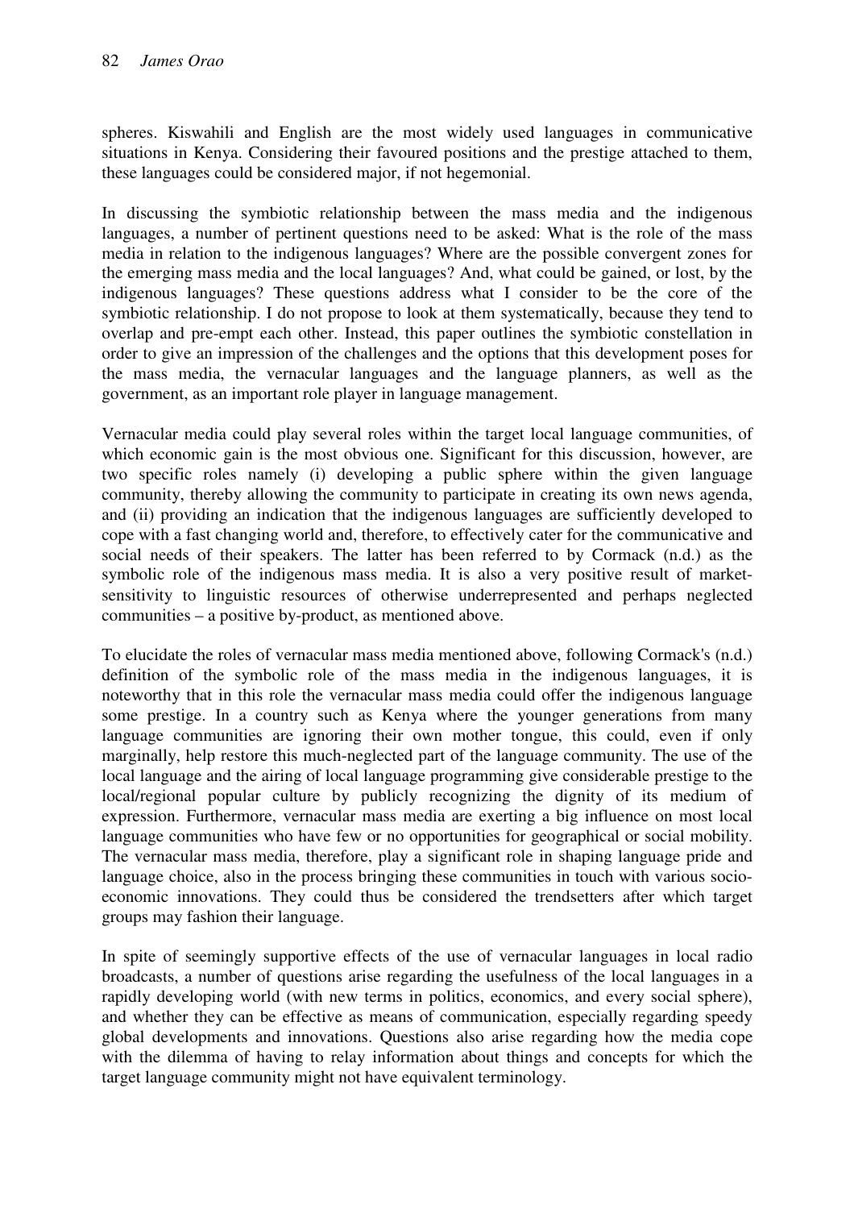spheres. Kiswahili and English are the most widely used languages in communicative situations in Kenya. Considering their favoured positions and the prestige attached to them, these languages could be considered major, if not hegemonial.

In discussing the symbiotic relationship between the mass media and the indigenous languages, a number of pertinent questions need to be asked: What is the role of the mass media in relation to the indigenous languages? Where are the possible convergent zones for the emerging mass media and the local languages? And, what could be gained, or lost, by the indigenous languages? These questions address what I consider to be the core of the symbiotic relationship. I do not propose to look at them systematically, because they tend to overlap and pre-empt each other. Instead, this paper outlines the symbiotic constellation in order to give an impression of the challenges and the options that this development poses for the mass media, the vernacular languages and the language planners, as well as the government, as an important role player in language management.

Vernacular media could play several roles within the target local language communities, of which economic gain is the most obvious one. Significant for this discussion, however, are two specific roles namely (i) developing a public sphere within the given language community, thereby allowing the community to participate in creating its own news agenda, and (ii) providing an indication that the indigenous languages are sufficiently developed to cope with a fast changing world and, therefore, to effectively cater for the communicative and social needs of their speakers. The latter has been referred to by Cormack (n.d.) as the symbolic role of the indigenous mass media. It is also a very positive result of market-sensitivity to linguistic resources of otherwise underrepresented and perhaps neglected communities – a positive by-product, as mentioned above.

To elucidate the roles of vernacular mass media mentioned above, following Cormack's (n.d.) definition of the symbolic role of the mass media in the indigenous languages, it is noteworthy that in this role the vernacular mass media could offer the indigenous language some prestige. In a country such as Kenya where the younger generations from many language communities are ignoring their own mother tongue, this could, even if only marginally, help restore this much-neglected part of the language community. The use of the local language and the airing of local language programming give considerable prestige to the local/regional popular culture by publicly recognizing the dignity of its medium of expression. Furthermore, vernacular mass media are exerting a big influence on most local language communities who have few or no opportunities for geographical or social mobility. The vernacular mass media, therefore, play a significant role in shaping language pride and language choice, also in the process bringing these communities in touch with various socio-economic innovations. They could thus be considered the trendsetters after which target groups may fashion their language.

In spite of seemingly supportive effects of the use of vernacular languages in local radio broadcasts, a number of questions arise regarding the usefulness of the local languages in a rapidly developing world (with new terms in politics, economics, and every social sphere), and whether they can be effective as means of communication, especially regarding speedy global developments and innovations. Questions also arise regarding how the media cope with the dilemma of having to relay information about things and concepts for which the target language community might not have equivalent terminology.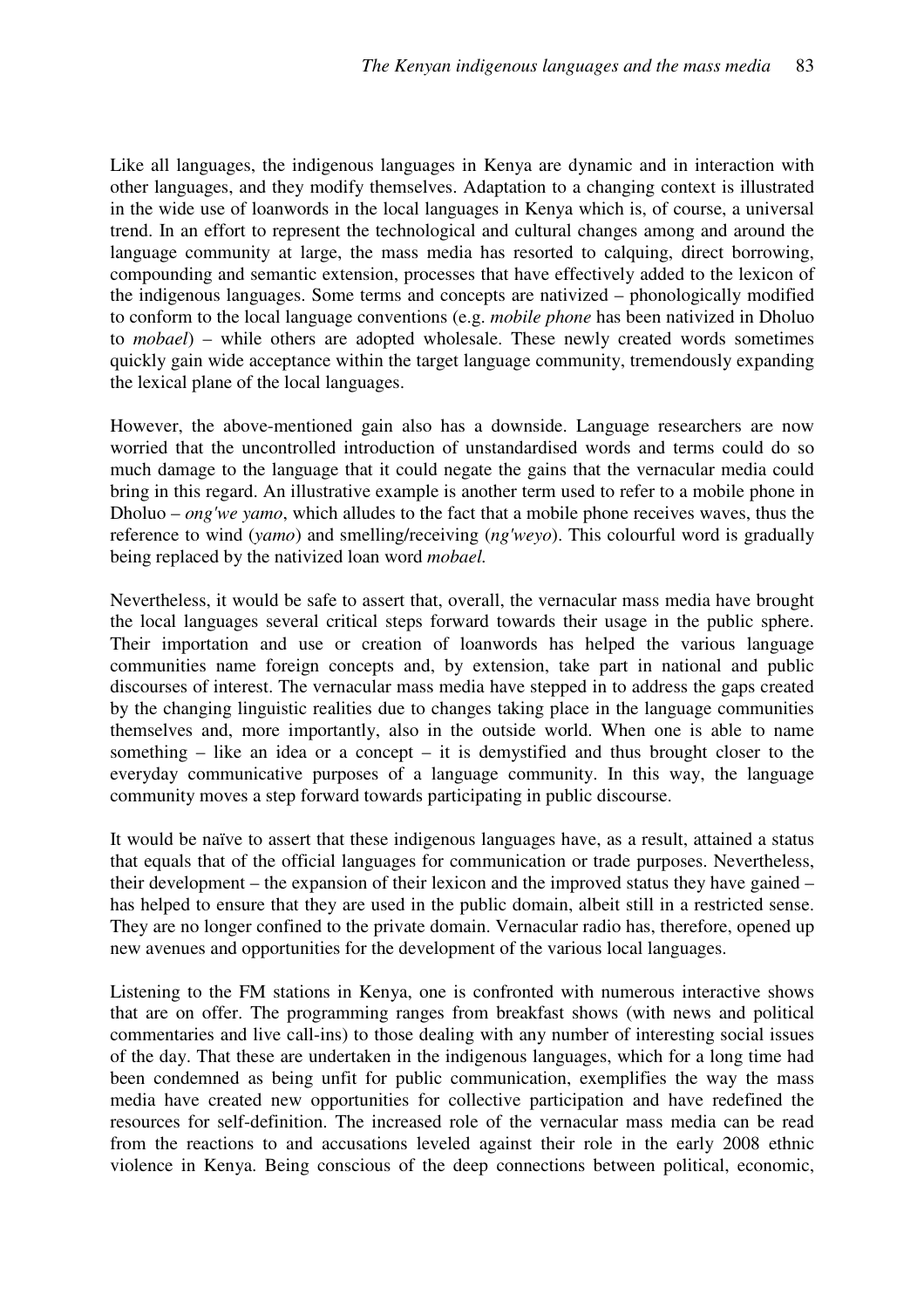Like all languages, the indigenous languages in Kenya are dynamic and in interaction with other languages, and they modify themselves. Adaptation to a changing context is illustrated in the wide use of loanwords in the local languages in Kenya which is, of course, a universal trend. In an effort to represent the technological and cultural changes among and around the language community at large, the mass media has resorted to calquing, direct borrowing, compounding and semantic extension, processes that have effectively added to the lexicon of the indigenous languages. Some terms and concepts are nativized – phonologically modified to conform to the local language conventions (e.g. *mobile phone* has been nativized in Dholuo to *mobael*) – while others are adopted wholesale. These newly created words sometimes quickly gain wide acceptance within the target language community, tremendously expanding the lexical plane of the local languages.

However, the above-mentioned gain also has a downside. Language researchers are now worried that the uncontrolled introduction of unstandardised words and terms could do so much damage to the language that it could negate the gains that the vernacular media could bring in this regard. An illustrative example is another term used to refer to a mobile phone in Dholuo – *ong'we yamo*, which alludes to the fact that a mobile phone receives waves, thus the reference to wind (*yamo*) and smelling/receiving (*ng'weyo*). This colourful word is gradually being replaced by the nativized loan word *mobael.*

Nevertheless, it would be safe to assert that, overall, the vernacular mass media have brought the local languages several critical steps forward towards their usage in the public sphere. Their importation and use or creation of loanwords has helped the various language communities name foreign concepts and, by extension, take part in national and public discourses of interest. The vernacular mass media have stepped in to address the gaps created by the changing linguistic realities due to changes taking place in the language communities themselves and, more importantly, also in the outside world. When one is able to name something – like an idea or a concept – it is demystified and thus brought closer to the everyday communicative purposes of a language community. In this way, the language community moves a step forward towards participating in public discourse.

It would be naïve to assert that these indigenous languages have, as a result, attained a status that equals that of the official languages for communication or trade purposes. Nevertheless, their development – the expansion of their lexicon and the improved status they have gained – has helped to ensure that they are used in the public domain, albeit still in a restricted sense. They are no longer confined to the private domain. Vernacular radio has, therefore, opened up new avenues and opportunities for the development of the various local languages.

Listening to the FM stations in Kenya, one is confronted with numerous interactive shows that are on offer. The programming ranges from breakfast shows (with news and political commentaries and live call-ins) to those dealing with any number of interesting social issues of the day. That these are undertaken in the indigenous languages, which for a long time had been condemned as being unfit for public communication, exemplifies the way the mass media have created new opportunities for collective participation and have redefined the resources for self-definition. The increased role of the vernacular mass media can be read from the reactions to and accusations leveled against their role in the early 2008 ethnic violence in Kenya. Being conscious of the deep connections between political, economic,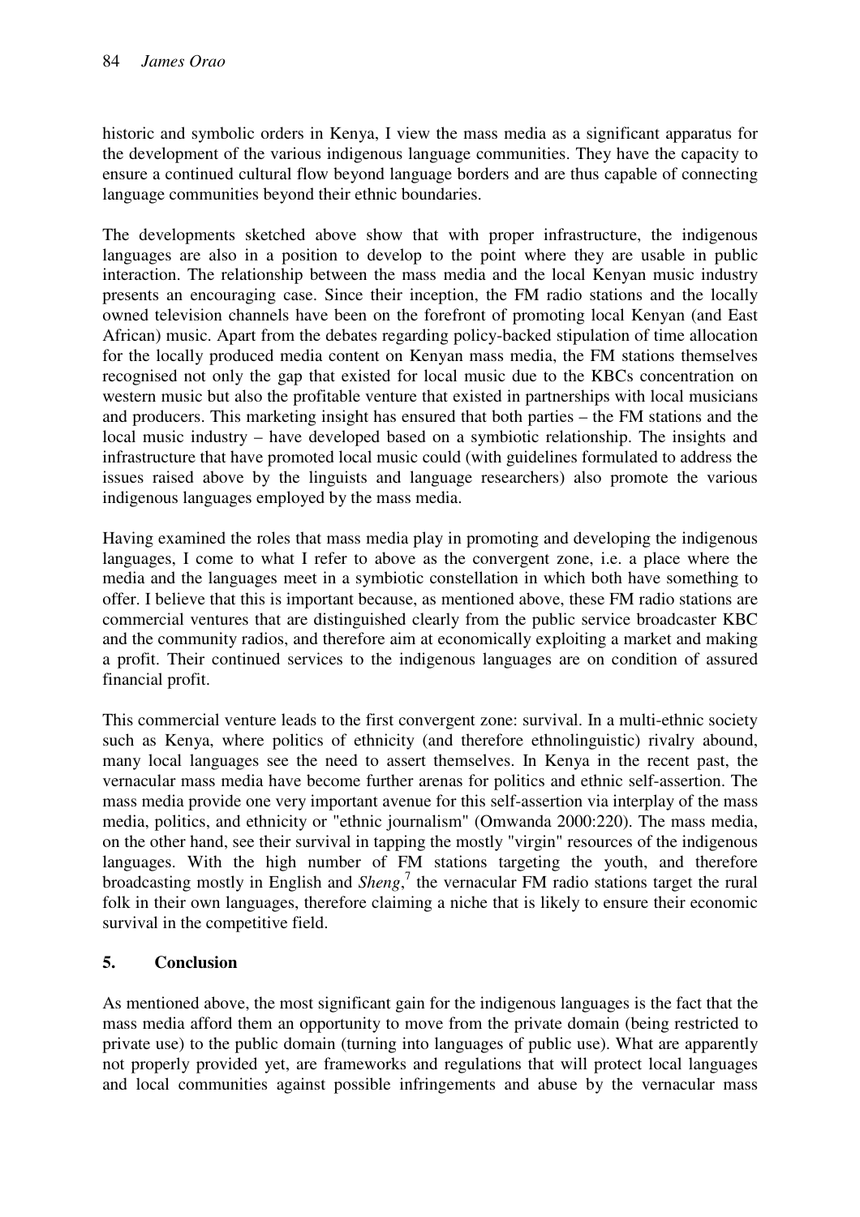historic and symbolic orders in Kenya, I view the mass media as a significant apparatus for the development of the various indigenous language communities. They have the capacity to ensure a continued cultural flow beyond language borders and are thus capable of connecting language communities beyond their ethnic boundaries.

The developments sketched above show that with proper infrastructure, the indigenous languages are also in a position to develop to the point where they are usable in public interaction. The relationship between the mass media and the local Kenyan music industry presents an encouraging case. Since their inception, the FM radio stations and the locally owned television channels have been on the forefront of promoting local Kenyan (and East African) music. Apart from the debates regarding policy-backed stipulation of time allocation for the locally produced media content on Kenyan mass media, the FM stations themselves recognised not only the gap that existed for local music due to the KBCs concentration on western music but also the profitable venture that existed in partnerships with local musicians and producers. This marketing insight has ensured that both parties – the FM stations and the local music industry – have developed based on a symbiotic relationship. The insights and infrastructure that have promoted local music could (with guidelines formulated to address the issues raised above by the linguists and language researchers) also promote the various indigenous languages employed by the mass media.

Having examined the roles that mass media play in promoting and developing the indigenous languages, I come to what I refer to above as the convergent zone, i.e. a place where the media and the languages meet in a symbiotic constellation in which both have something to offer. I believe that this is important because, as mentioned above, these FM radio stations are commercial ventures that are distinguished clearly from the public service broadcaster KBC and the community radios, and therefore aim at economically exploiting a market and making a profit. Their continued services to the indigenous languages are on condition of assured financial profit.

This commercial venture leads to the first convergent zone: survival. In a multi-ethnic society such as Kenya, where politics of ethnicity (and therefore ethnolinguistic) rivalry abound, many local languages see the need to assert themselves. In Kenya in the recent past, the vernacular mass media have become further arenas for politics and ethnic self-assertion. The mass media provide one very important avenue for this self-assertion via interplay of the mass media, politics, and ethnicity or "ethnic journalism" (Omwanda 2000:220). The mass media, on the other hand, see their survival in tapping the mostly "virgin" resources of the indigenous languages. With the high number of FM stations targeting the youth, and therefore broadcasting mostly in English and *Sheng*,[7] the vernacular FM radio stations target the rural folk in their own languages, therefore claiming a niche that is likely to ensure their economic survival in the competitive field.

## 5. Conclusion

As mentioned above, the most significant gain for the indigenous languages is the fact that the mass media afford them an opportunity to move from the private domain (being restricted to private use) to the public domain (turning into languages of public use). What are apparently not properly provided yet, are frameworks and regulations that will protect local languages and local communities against possible infringements and abuse by the vernacular mass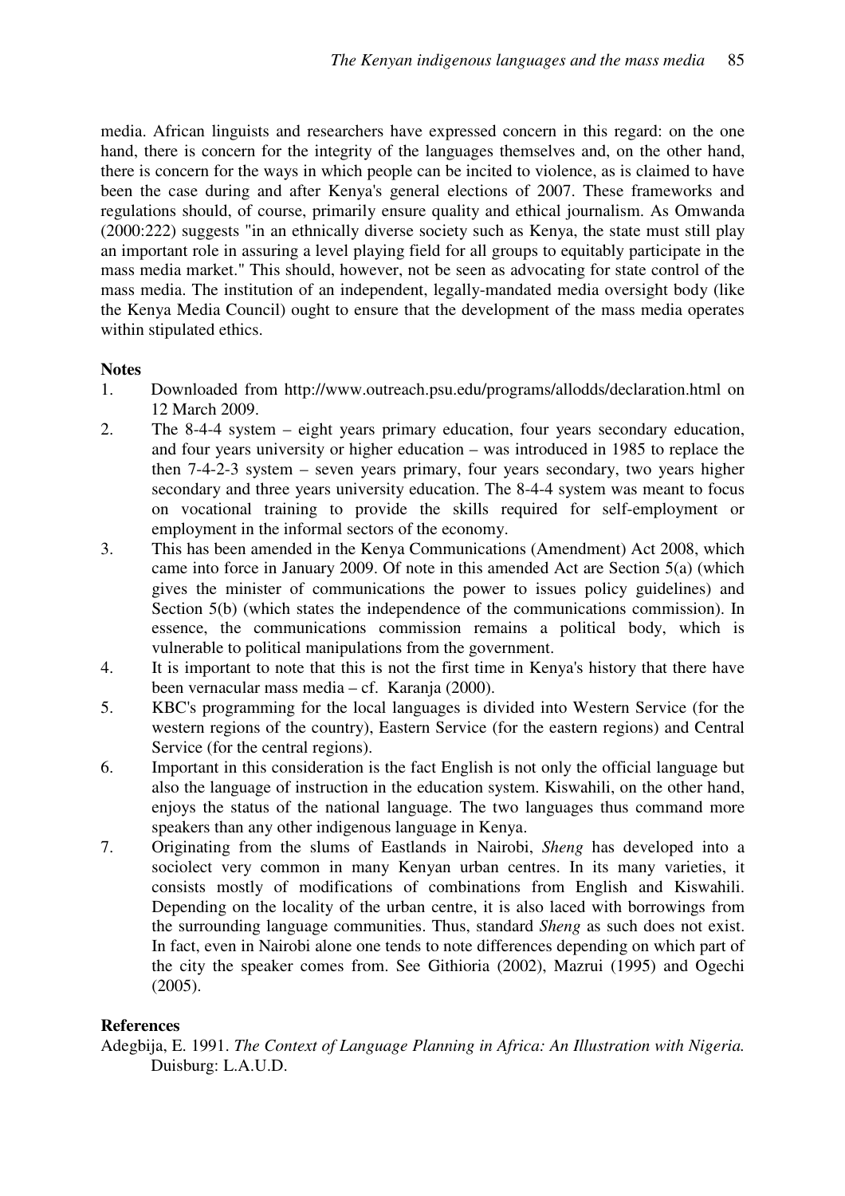media. African linguists and researchers have expressed concern in this regard: on the one hand, there is concern for the integrity of the languages themselves and, on the other hand, there is concern for the ways in which people can be incited to violence, as is claimed to have been the case during and after Kenya's general elections of 2007. These frameworks and regulations should, of course, primarily ensure quality and ethical journalism. As Omwanda (2000:222) suggests "in an ethnically diverse society such as Kenya, the state must still play an important role in assuring a level playing field for all groups to equitably participate in the mass media market." This should, however, not be seen as advocating for state control of the mass media. The institution of an independent, legally-mandated media oversight body (like the Kenya Media Council) ought to ensure that the development of the mass media operates within stipulated ethics.

## Notes

1. Downloaded from http://www.outreach.psu.edu/programs/allodds/declaration.html on 12 March 2009.
2. The 8-4-4 system – eight years primary education, four years secondary education, and four years university or higher education – was introduced in 1985 to replace the then 7-4-2-3 system – seven years primary, four years secondary, two years higher secondary and three years university education. The 8-4-4 system was meant to focus on vocational training to provide the skills required for self-employment or employment in the informal sectors of the economy.
3. This has been amended in the Kenya Communications (Amendment) Act 2008, which came into force in January 2009. Of note in this amended Act are Section 5(a) (which gives the minister of communications the power to issues policy guidelines) and Section 5(b) (which states the independence of the communications commission). In essence, the communications commission remains a political body, which is vulnerable to political manipulations from the government.
4. It is important to note that this is not the first time in Kenya's history that there have been vernacular mass media – cf. Karanja (2000).
5. KBC's programming for the local languages is divided into Western Service (for the western regions of the country), Eastern Service (for the eastern regions) and Central Service (for the central regions).
6. Important in this consideration is the fact English is not only the official language but also the language of instruction in the education system. Kiswahili, on the other hand, enjoys the status of the national language. The two languages thus command more speakers than any other indigenous language in Kenya.
7. Originating from the slums of Eastlands in Nairobi, *Sheng* has developed into a sociolect very common in many Kenyan urban centres. In its many varieties, it consists mostly of modifications of combinations from English and Kiswahili. Depending on the locality of the urban centre, it is also laced with borrowings from the surrounding language communities. Thus, standard *Sheng* as such does not exist. In fact, even in Nairobi alone one tends to note differences depending on which part of the city the speaker comes from. See Githioria (2002), Mazrui (1995) and Ogechi (2005).

## References

Adegbija, E. 1991. *The Context of Language Planning in Africa: An Illustration with Nigeria.* Duisburg: L.A.U.D.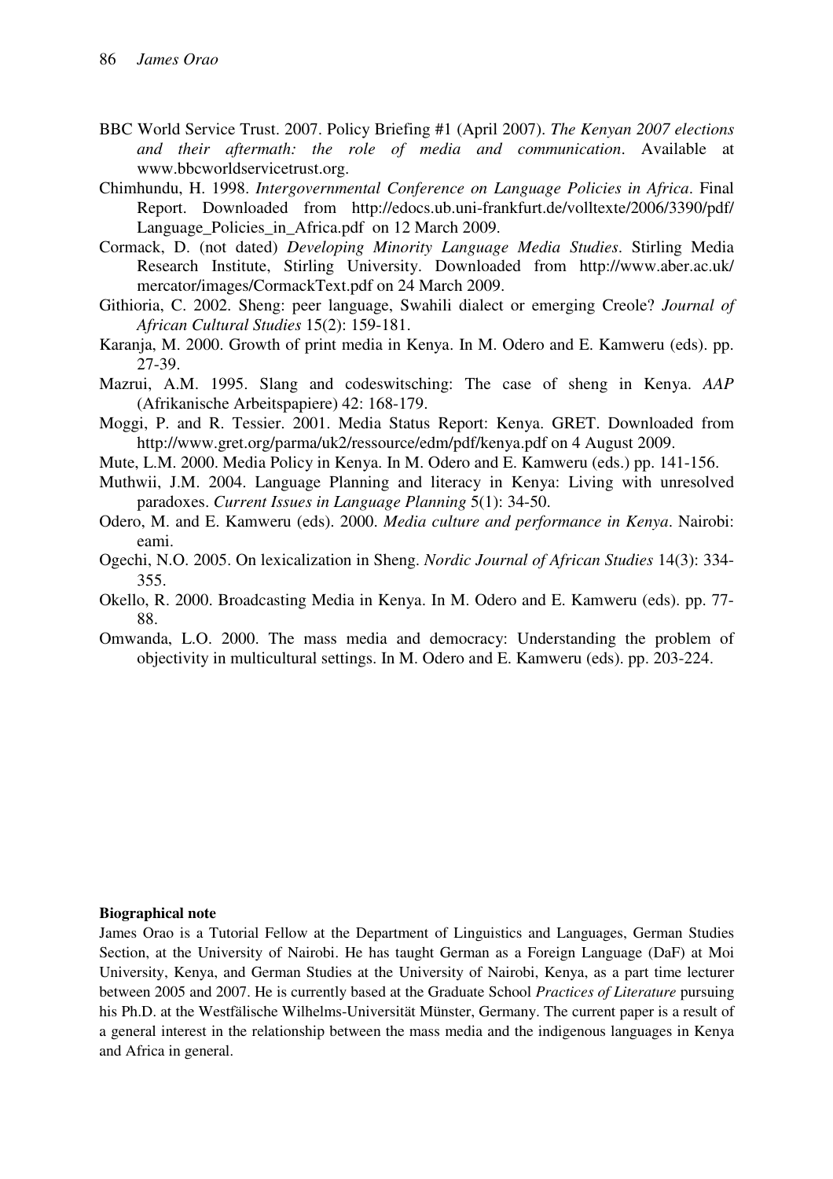BBC World Service Trust. 2007. Policy Briefing #1 (April 2007). *The Kenyan 2007 elections and their aftermath: the role of media and communication*. Available at www.bbcworldservicetrust.org.

Chimhundu, H. 1998. *Intergovernmental Conference on Language Policies in Africa*. Final Report. Downloaded from http://edocs.ub.uni-frankfurt.de/volltexte/2006/3390/pdf/Language_Policies_in_Africa.pdf on 12 March 2009.

Cormack, D. (not dated) *Developing Minority Language Media Studies*. Stirling Media Research Institute, Stirling University. Downloaded from http://www.aber.ac.uk/mercator/images/CormackText.pdf on 24 March 2009.

Githioria, C. 2002. Sheng: peer language, Swahili dialect or emerging Creole? *Journal of African Cultural Studies* 15(2): 159-181.

Karanja, M. 2000. Growth of print media in Kenya. In M. Odero and E. Kamweru (eds). pp. 27-39.

Mazrui, A.M. 1995. Slang and codeswitsching: The case of sheng in Kenya. *AAP* (Afrikanische Arbeitspapiere) 42: 168-179.

Moggi, P. and R. Tessier. 2001. Media Status Report: Kenya. GRET. Downloaded from http://www.gret.org/parma/uk2/ressource/edm/pdf/kenya.pdf on 4 August 2009.

Mute, L.M. 2000. Media Policy in Kenya. In M. Odero and E. Kamweru (eds.) pp. 141-156.

Muthwii, J.M. 2004. Language Planning and literacy in Kenya: Living with unresolved paradoxes. *Current Issues in Language Planning* 5(1): 34-50.

Odero, M. and E. Kamweru (eds). 2000. *Media culture and performance in Kenya*. Nairobi: eami.

Ogechi, N.O. 2005. On lexicalization in Sheng. *Nordic Journal of African Studies* 14(3): 334-355.

Okello, R. 2000. Broadcasting Media in Kenya. In M. Odero and E. Kamweru (eds). pp. 77-88.

Omwanda, L.O. 2000. The mass media and democracy: Understanding the problem of objectivity in multicultural settings. In M. Odero and E. Kamweru (eds). pp. 203-224.

**Biographical note**

James Orao is a Tutorial Fellow at the Department of Linguistics and Languages, German Studies Section, at the University of Nairobi. He has taught German as a Foreign Language (DaF) at Moi University, Kenya, and German Studies at the University of Nairobi, Kenya, as a part time lecturer between 2005 and 2007. He is currently based at the Graduate School *Practices of Literature* pursuing his Ph.D. at the Westfälische Wilhelms-Universität Münster, Germany. The current paper is a result of a general interest in the relationship between the mass media and the indigenous languages in Kenya and Africa in general.